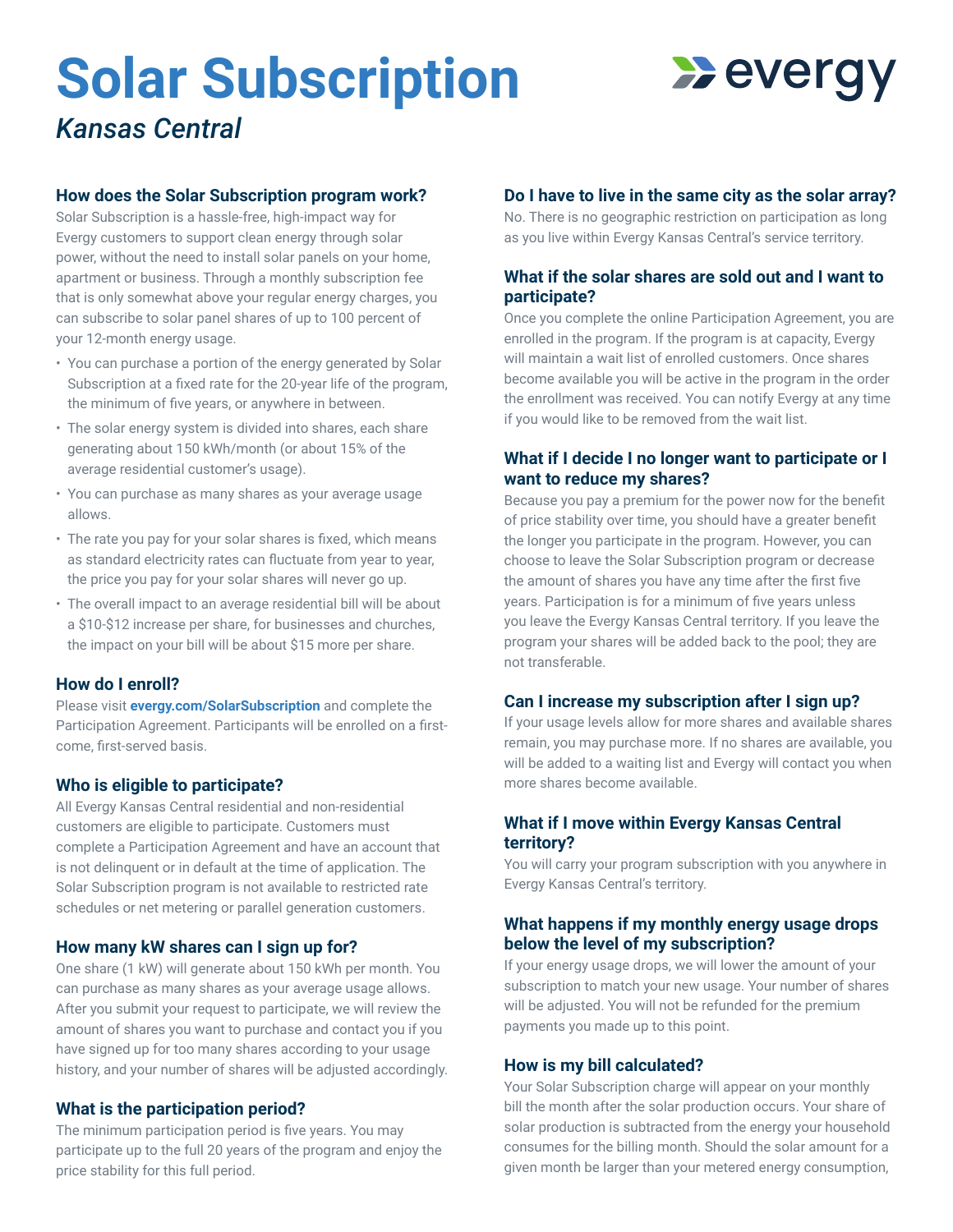# Solar Subscription

*Kansas Central*

### How does the Solar Subscription program work?

Solar Subscription is a hassle-free, high-impact way for Evergy customers to support clean energy through solar power, without the need to install solar panels on your home, apartment or business. Through a monthly subscription fee that is only somewhat above your regular energy charges, you can subscribe to solar panel shares of up to 100 percent of your 12-month energy usage.

- You can purchase a portion of the energy generated by Solar Subscription at a fixed rate for the 20-year life of the program, the minimum of five years, or anywhere in between.
- The solar energy system is divided into shares, each share generating about 150 kWh/month (or about 15% of the average residential customer's usage).
- You can purchase as many shares as your average usage allows.
- The rate you pay for your solar shares is fixed, which means as standard electricity rates can fluctuate from year to year, the price you pay for your solar shares will never go up.
- The overall impact to an average residential bill will be about a $10-$12 increase per share, for businesses and churches, the impact on your bill will be about $15 more per share.

### How do I enroll?

Please visit **evergy.com/SolarSubscription** and complete the Participation Agreement. Participants will be enrolled on a first-come, first-served basis.

### Who is eligible to participate?

All Evergy Kansas Central residential and non-residential customers are eligible to participate. Customers must complete a Participation Agreement and have an account that is not delinquent or in default at the time of application. The Solar Subscription program is not available to restricted rate schedules or net metering or parallel generation customers.

### How many kW shares can I sign up for?

One share (1 kW) will generate about 150 kWh per month. You can purchase as many shares as your average usage allows. After you submit your request to participate, we will review the amount of shares you want to purchase and contact you if you have signed up for too many shares according to your usage history, and your number of shares will be adjusted accordingly.

### What is the participation period?

The minimum participation period is five years. You may participate up to the full 20 years of the program and enjoy the price stability for this full period.

### Do I have to live in the same city as the solar array?

No. There is no geographic restriction on participation as long as you live within Evergy Kansas Central's service territory.

### What if the solar shares are sold out and I want to participate?

Once you complete the online Participation Agreement, you are enrolled in the program. If the program is at capacity, Evergy will maintain a wait list of enrolled customers. Once shares become available you will be active in the program in the order the enrollment was received. You can notify Evergy at any time if you would like to be removed from the wait list.

### What if I decide I no longer want to participate or I want to reduce my shares?

Because you pay a premium for the power now for the benefit of price stability over time, you should have a greater benefit the longer you participate in the program. However, you can choose to leave the Solar Subscription program or decrease the amount of shares you have any time after the first five years. Participation is for a minimum of five years unless you leave the Evergy Kansas Central territory. If you leave the program your shares will be added back to the pool; they are not transferable.

### Can I increase my subscription after I sign up?

If your usage levels allow for more shares and available shares remain, you may purchase more. If no shares are available, you will be added to a waiting list and Evergy will contact you when more shares become available.

### What if I move within Evergy Kansas Central territory?

You will carry your program subscription with you anywhere in Evergy Kansas Central's territory.

### What happens if my monthly energy usage drops below the level of my subscription?

If your energy usage drops, we will lower the amount of your subscription to match your new usage. Your number of shares will be adjusted. You will not be refunded for the premium payments you made up to this point.

### How is my bill calculated?

Your Solar Subscription charge will appear on your monthly bill the month after the solar production occurs. Your share of solar production is subtracted from the energy your household consumes for the billing month. Should the solar amount for a given month be larger than your metered energy consumption,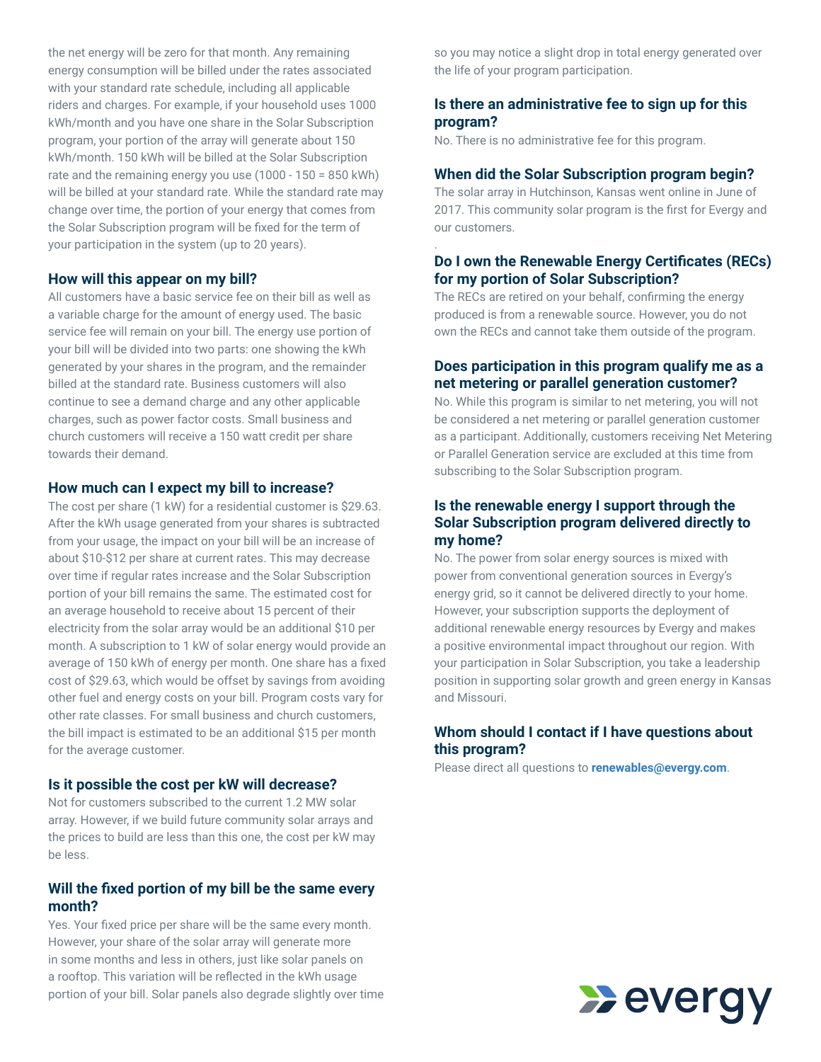the net energy will be zero for that month. Any remaining energy consumption will be billed under the rates associated with your standard rate schedule, including all applicable riders and charges. For example, if your household uses 1000 kWh/month and you have one share in the Solar Subscription program, your portion of the array will generate about 150 kWh/month. 150 kWh will be billed at the Solar Subscription rate and the remaining energy you use (1000 - 150 = 850 kWh) will be billed at your standard rate. While the standard rate may change over time, the portion of your energy that comes from the Solar Subscription program will be fixed for the term of your participation in the system (up to 20 years).

### How will this appear on my bill?

All customers have a basic service fee on their bill as well as a variable charge for the amount of energy used. The basic service fee will remain on your bill. The energy use portion of your bill will be divided into two parts: one showing the kWh generated by your shares in the program, and the remainder billed at the standard rate. Business customers will also continue to see a demand charge and any other applicable charges, such as power factor costs. Small business and church customers will receive a 150 watt credit per share towards their demand.

### How much can I expect my bill to increase?

The cost per share (1 kW) for a residential customer is $29.63. After the kWh usage generated from your shares is subtracted from your usage, the impact on your bill will be an increase of about $10-$12 per share at current rates. This may decrease over time if regular rates increase and the Solar Subscription portion of your bill remains the same. The estimated cost for an average household to receive about 15 percent of their electricity from the solar array would be an additional $10 per month. A subscription to 1 kW of solar energy would provide an average of 150 kWh of energy per month. One share has a fixed cost of $29.63, which would be offset by savings from avoiding other fuel and energy costs on your bill. Program costs vary for other rate classes. For small business and church customers, the bill impact is estimated to be an additional $15 per month for the average customer.

### Is it possible the cost per kW will decrease?

Not for customers subscribed to the current 1.2 MW solar array. However, if we build future community solar arrays and the prices to build are less than this one, the cost per kW may be less.

### Will the fixed portion of my bill be the same every month?

Yes. Your fixed price per share will be the same every month. However, your share of the solar array will generate more in some months and less in others, just like solar panels on a rooftop. This variation will be reflected in the kWh usage portion of your bill. Solar panels also degrade slightly over time so you may notice a slight drop in total energy generated over the life of your program participation.

### Is there an administrative fee to sign up for this program?

No. There is no administrative fee for this program.

### When did the Solar Subscription program begin?

The solar array in Hutchinson, Kansas went online in June of 2017. This community solar program is the first for Evergy and our customers.

### Do I own the Renewable Energy Certificates (RECs) for my portion of Solar Subscription?

The RECs are retired on your behalf, confirming the energy produced is from a renewable source. However, you do not own the RECs and cannot take them outside of the program.

### Does participation in this program qualify me as a net metering or parallel generation customer?

No. While this program is similar to net metering, you will not be considered a net metering or parallel generation customer as a participant. Additionally, customers receiving Net Metering or Parallel Generation service are excluded at this time from subscribing to the Solar Subscription program.

### Is the renewable energy I support through the Solar Subscription program delivered directly to my home?

No. The power from solar energy sources is mixed with power from conventional generation sources in Evergy's energy grid, so it cannot be delivered directly to your home. However, your subscription supports the deployment of additional renewable energy resources by Evergy and makes a positive environmental impact throughout our region. With your participation in Solar Subscription, you take a leadership position in supporting solar growth and green energy in Kansas and Missouri.

### Whom should I contact if I have questions about this program?

Please direct all questions to **renewables@evergy.com**.

evergy